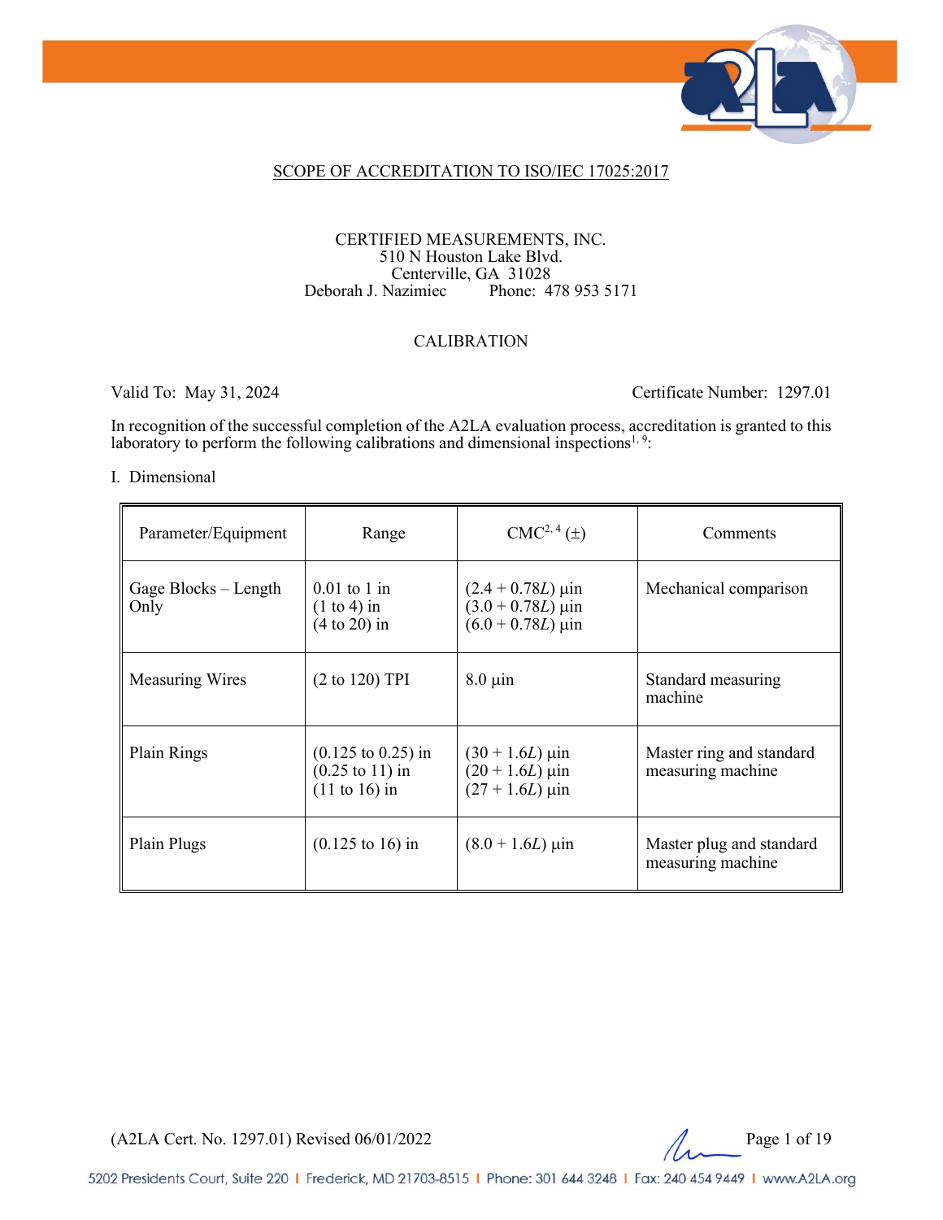SCOPE OF ACCREDITATION TO ISO/IEC 17025:2017

CERTIFIED MEASUREMENTS, INC.
510 N Houston Lake Blvd.
Centerville, GA 31028
Deborah J. Nazimiec Phone: 478 953 5171

CALIBRATION

Valid To: May 31, 2024 Certificate Number: 1297.01

In recognition of the successful completion of the A2LA evaluation process, accreditation is granted to this laboratory to perform the following calibrations and dimensional inspections[1, 9]:

I. Dimensional

| Parameter/Equipment | Range | CMC[2, 4] (±) | Comments |
|---|---|---|---|
| Gage Blocks – Length Only | 0.01 to 1 in<br>(1 to 4) in<br>(4 to 20) in | $(2.4 + 0.78L)$ µin<br>$(3.0 + 0.78L)$ µin<br>$(6.0 + 0.78L)$ µin | Mechanical comparison |
| Measuring Wires | (2 to 120) TPI | 8.0 µin | Standard measuring machine |
| Plain Rings | (0.125 to 0.25) in<br>(0.25 to 11) in<br>(11 to 16) in | $(30 + 1.6L)$ µin<br>$(20 + 1.6L)$ µin<br>$(27 + 1.6L)$ µin | Master ring and standard measuring machine |
| Plain Plugs | (0.125 to 16) in | $(8.0 + 1.6L)$ µin | Master plug and standard measuring machine |

(A2LA Cert. No. 1297.01) Revised 06/01/2022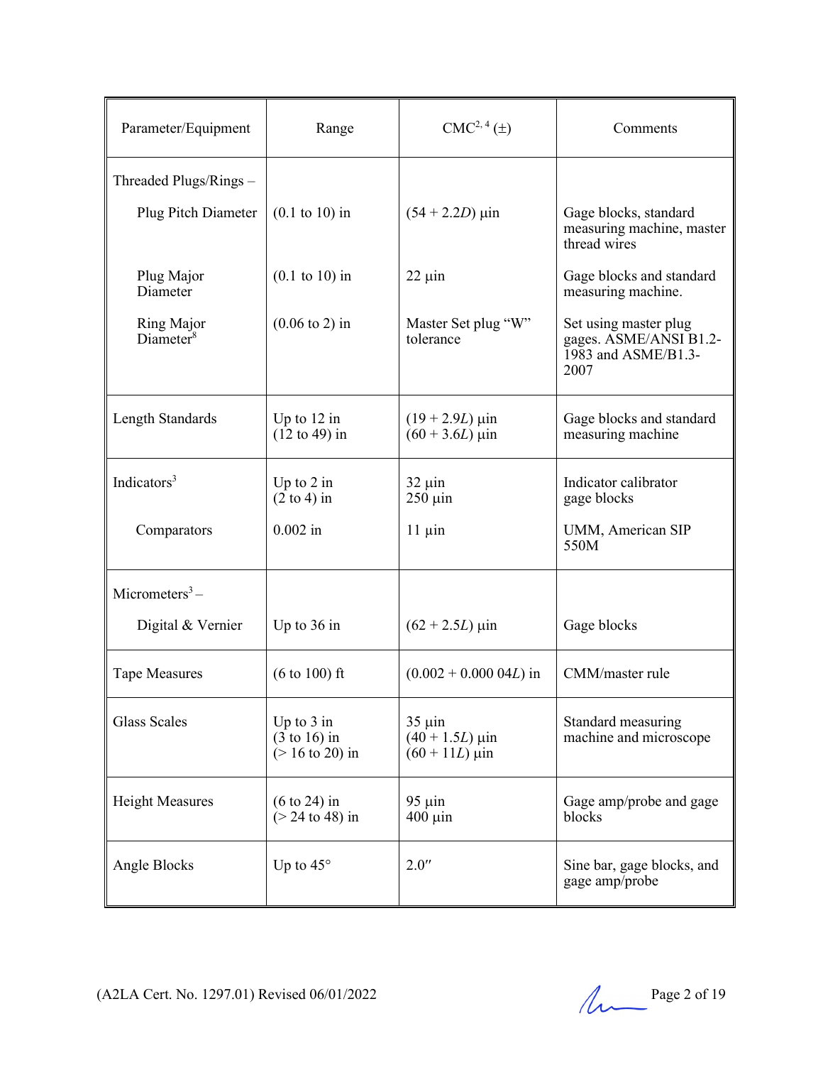| Parameter/Equipment | Range | CMC[2, 4] (±) | Comments |
|---|---|---|---|
| Threaded Plugs/Rings – | | | |
| Plug Pitch Diameter | (0.1 to 10) in | $(54 + 2.2D)$ µin | Gage blocks, standard measuring machine, master thread wires |
| Plug Major Diameter | (0.1 to 10) in | 22 µin | Gage blocks and standard measuring machine. |
| Ring Major Diameter[8] | (0.06 to 2) in | Master Set plug "W" tolerance | Set using master plug gages. ASME/ANSI B1.2-1983 and ASME/B1.3-2007 |
| Length Standards | Up to 12 in<br>(12 to 49) in | $(19 + 2.9L)$ µin<br>$(60 + 3.6L)$ µin | Gage blocks and standard measuring machine |
| Indicators[3] | Up to 2 in<br>(2 to 4) in | 32 µin<br>250 µin | Indicator calibrator gage blocks |
| Comparators | 0.002 in | 11 µin | UMM, American SIP 550M |
| Micrometers[3] – | | | |
| Digital & Vernier | Up to 36 in | $(62 + 2.5L)$ µin | Gage blocks |
| Tape Measures | (6 to 100) ft | $(0.002 + 0.000\,04L)$ in | CMM/master rule |
| Glass Scales | Up to 3 in<br>(3 to 16) in<br>(> 16 to 20) in | 35 µin<br>$(40 + 1.5L)$ µin<br>$(60 + 11L)$ µin | Standard measuring machine and microscope |
| Height Measures | (6 to 24) in<br>(> 24 to 48) in | 95 µin<br>400 µin | Gage amp/probe and gage blocks |
| Angle Blocks | Up to 45° | 2.0″ | Sine bar, gage blocks, and gage amp/probe |

(A2LA Cert. No. 1297.01) Revised 06/01/2022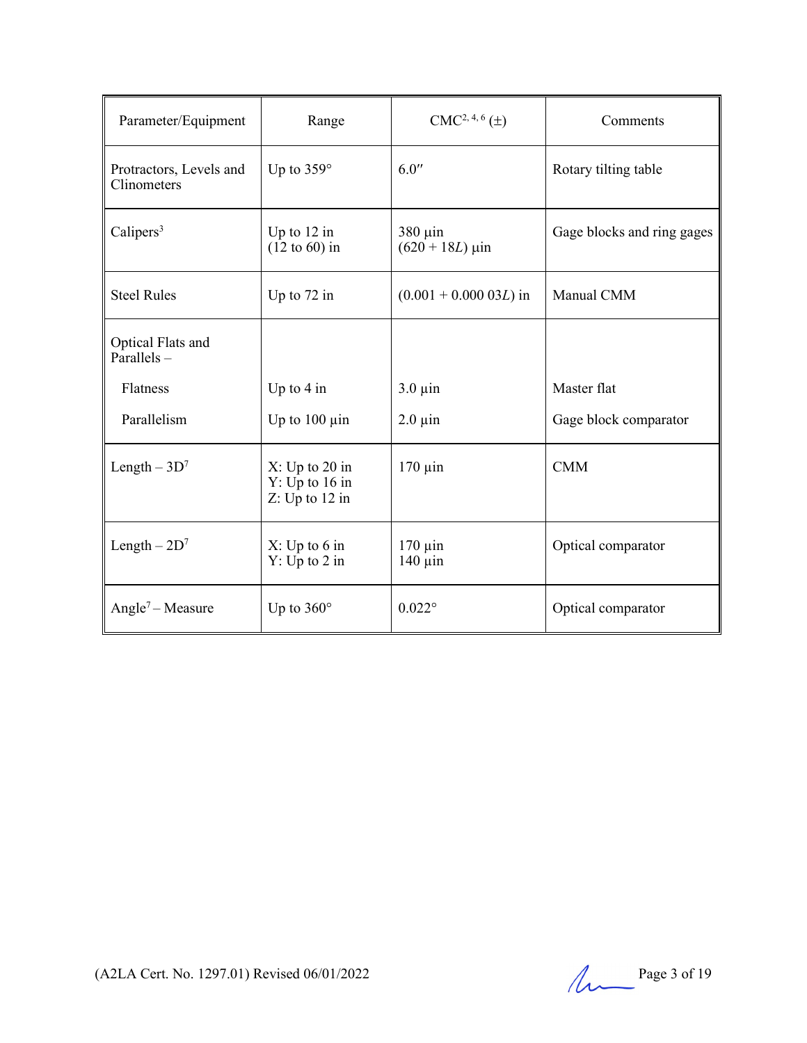| Parameter/Equipment | Range | CMC[2, 4, 6] (±) | Comments |
|---|---|---|---|
| Protractors, Levels and Clinometers | Up to 359° | 6.0″ | Rotary tilting table |
| Calipers[3] | Up to 12 in<br>(12 to 60) in | 380 µin<br>(620 + 18$L$) µin | Gage blocks and ring gages |
| Steel Rules | Up to 72 in | (0.001 + 0.000 03$L$) in | Manual CMM |
| Optical Flats and Parallels – | | | |
| Flatness | Up to 4 in | 3.0 µin | Master flat |
| Parallelism | Up to 100 µin | 2.0 µin | Gage block comparator |
| Length – 3D[7] | X: Up to 20 in<br>Y: Up to 16 in<br>Z: Up to 12 in | 170 µin | CMM |
| Length – 2D[7] | X: Up to 6 in<br>Y: Up to 2 in | 170 µin<br>140 µin | Optical comparator |
| Angle[7] – Measure | Up to 360° | 0.022° | Optical comparator |

(A2LA Cert. No. 1297.01) Revised 06/01/2022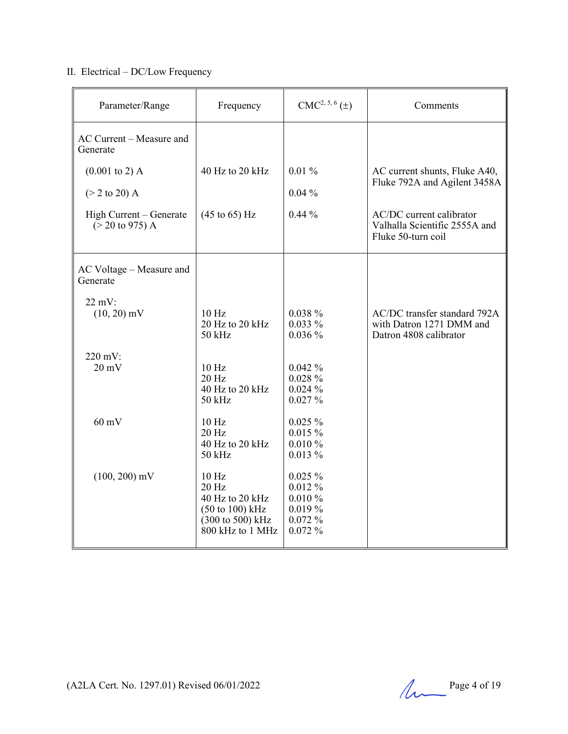II. Electrical – DC/Low Frequency

| Parameter/Range | Frequency | CMC[2, 5, 6] (±) | Comments |
|---|---|---|---|
| AC Current – Measure and Generate | | | |
| (0.001 to 2) A | 40 Hz to 20 kHz | 0.01 % | AC current shunts, Fluke A40, Fluke 792A and Agilent 3458A |
| (> 2 to 20) A | | 0.04 % | |
| High Current – Generate (> 20 to 975) A | (45 to 65) Hz | 0.44 % | AC/DC current calibrator Valhalla Scientific 2555A and Fluke 50-turn coil |
| AC Voltage – Measure and Generate | | | |
| 22 mV: | | | |
| (10, 20) mV | 10 Hz<br>20 Hz to 20 kHz<br>50 kHz | 0.038 %<br>0.033 %<br>0.036 % | AC/DC transfer standard 792A with Datron 1271 DMM and Datron 4808 calibrator |
| 220 mV: | | | |
| 20 mV | 10 Hz<br>20 Hz<br>40 Hz to 20 kHz<br>50 kHz | 0.042 %<br>0.028 %<br>0.024 %<br>0.027 % | |
| 60 mV | 10 Hz<br>20 Hz<br>40 Hz to 20 kHz<br>50 kHz | 0.025 %<br>0.015 %<br>0.010 %<br>0.013 % | |
| (100, 200) mV | 10 Hz<br>20 Hz<br>40 Hz to 20 kHz<br>(50 to 100) kHz<br>(300 to 500) kHz<br>800 kHz to 1 MHz | 0.025 %<br>0.012 %<br>0.010 %<br>0.019 %<br>0.072 %<br>0.072 % | |

(A2LA Cert. No. 1297.01) Revised 06/01/2022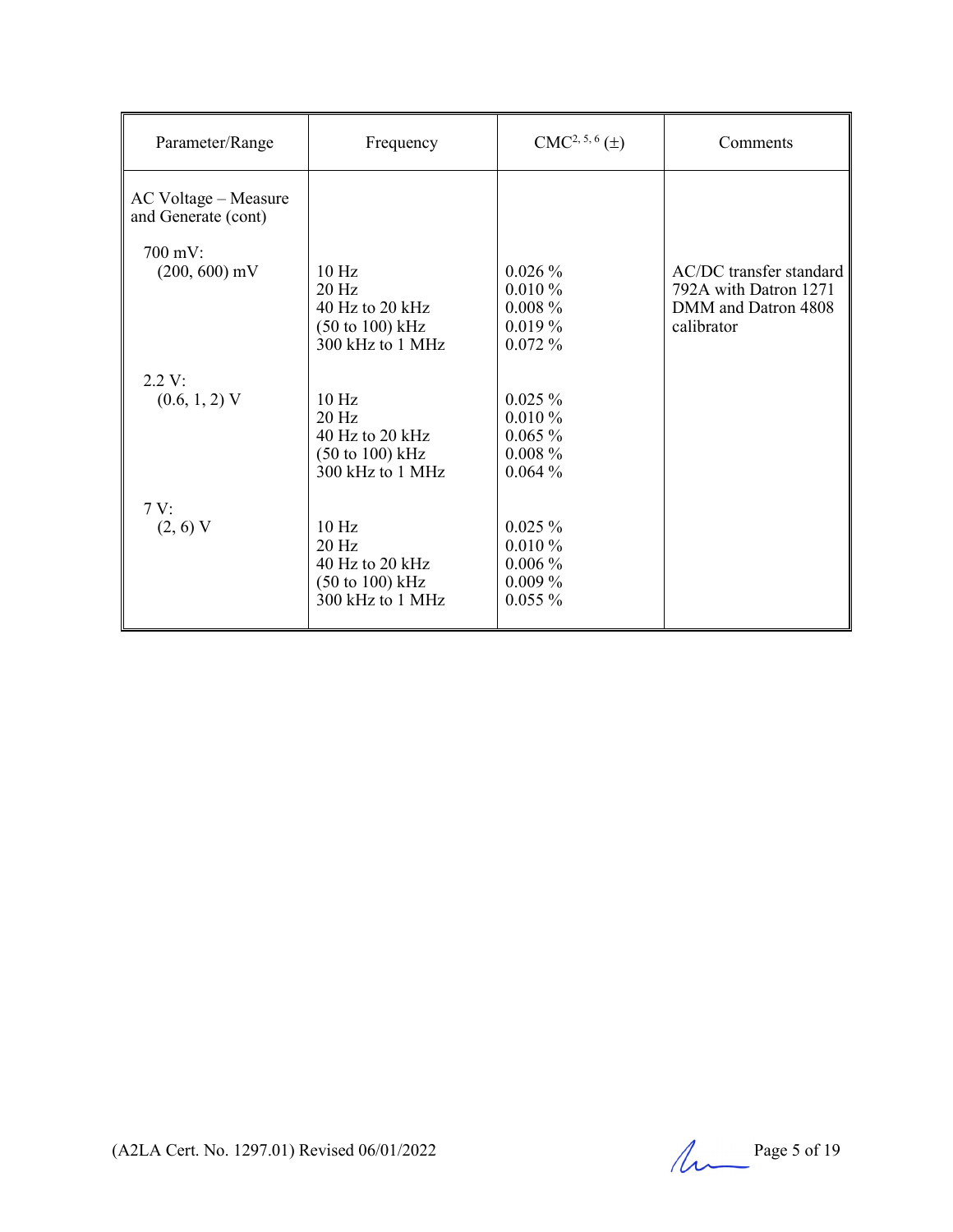| Parameter/Range | Frequency | CMC[2, 5, 6] (±) | Comments |
|---|---|---|---|
| AC Voltage – Measure and Generate (cont) | | | |
| 700 mV: (200, 600) mV | 10 Hz<br>20 Hz<br>40 Hz to 20 kHz<br>(50 to 100) kHz<br>300 kHz to 1 MHz | 0.026 %<br>0.010 %<br>0.008 %<br>0.019 %<br>0.072 % | AC/DC transfer standard 792A with Datron 1271 DMM and Datron 4808 calibrator |
| 2.2 V: (0.6, 1, 2) V | 10 Hz<br>20 Hz<br>40 Hz to 20 kHz<br>(50 to 100) kHz<br>300 kHz to 1 MHz | 0.025 %<br>0.010 %<br>0.065 %<br>0.008 %<br>0.064 % | |
| 7 V: (2, 6) V | 10 Hz<br>20 Hz<br>40 Hz to 20 kHz<br>(50 to 100) kHz<br>300 kHz to 1 MHz | 0.025 %<br>0.010 %<br>0.006 %<br>0.009 %<br>0.055 % | |

(A2LA Cert. No. 1297.01) Revised 06/01/2022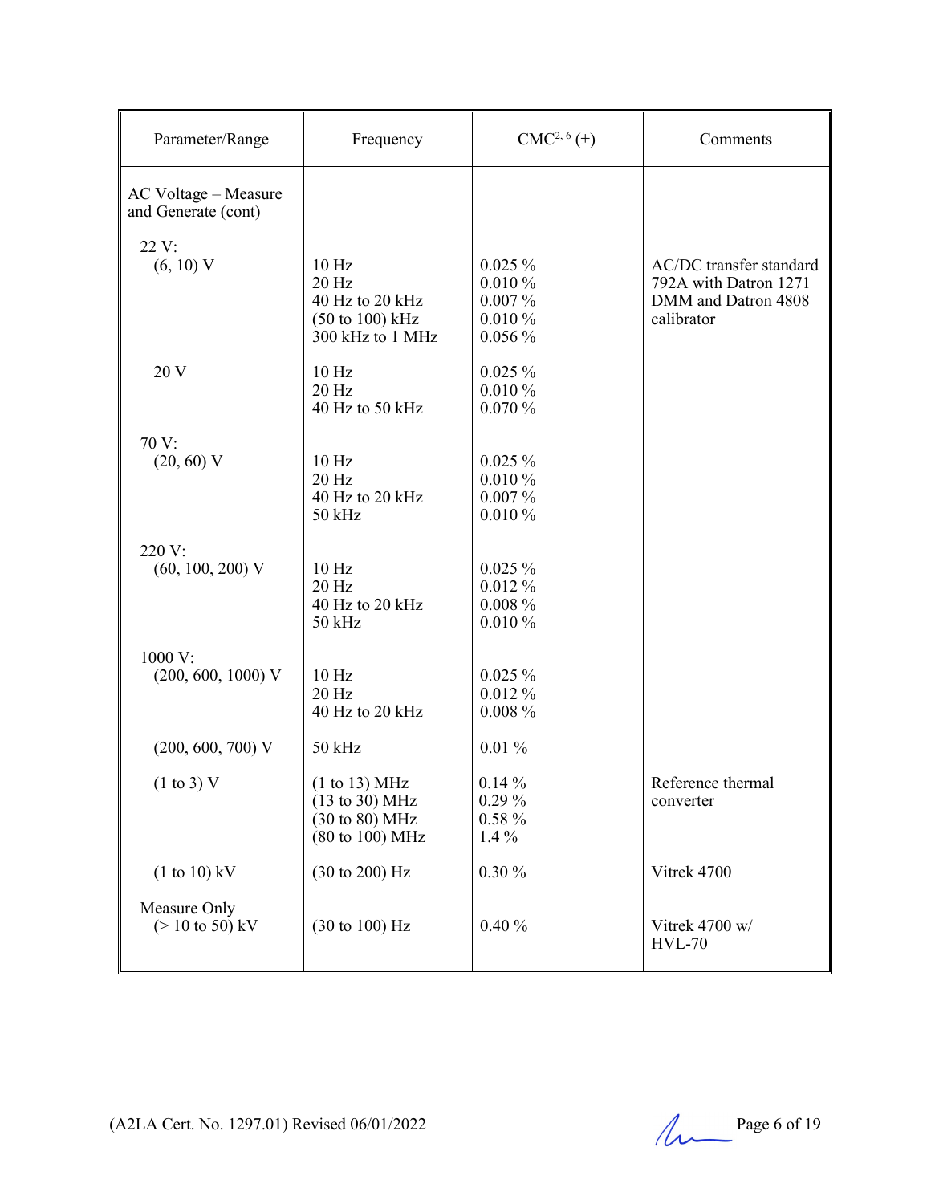| Parameter/Range | Frequency | CMC[2, 6] (±) | Comments |
|---|---|---|---|
| AC Voltage – Measure and Generate (cont) | | | |
| 22 V: | | | |
| (6, 10) V | 10 Hz<br>20 Hz<br>40 Hz to 20 kHz<br>(50 to 100) kHz<br>300 kHz to 1 MHz | 0.025 %<br>0.010 %<br>0.007 %<br>0.010 %<br>0.056 % | AC/DC transfer standard 792A with Datron 1271 DMM and Datron 4808 calibrator |
| 20 V | 10 Hz<br>20 Hz<br>40 Hz to 50 kHz | 0.025 %<br>0.010 %<br>0.070 % | |
| 70 V: | | | |
| (20, 60) V | 10 Hz<br>20 Hz<br>40 Hz to 20 kHz<br>50 kHz | 0.025 %<br>0.010 %<br>0.007 %<br>0.010 % | |
| 220 V: | | | |
| (60, 100, 200) V | 10 Hz<br>20 Hz<br>40 Hz to 20 kHz<br>50 kHz | 0.025 %<br>0.012 %<br>0.008 %<br>0.010 % | |
| 1000 V: | | | |
| (200, 600, 1000) V | 10 Hz<br>20 Hz<br>40 Hz to 20 kHz | 0.025 %<br>0.012 %<br>0.008 % | |
| (200, 600, 700) V | 50 kHz | 0.01 % | |
| (1 to 3) V | (1 to 13) MHz<br>(13 to 30) MHz<br>(30 to 80) MHz<br>(80 to 100) MHz | 0.14 %<br>0.29 %<br>0.58 %<br>1.4 % | Reference thermal converter |
| (1 to 10) kV | (30 to 200) Hz | 0.30 % | Vitrek 4700 |
| Measure Only<br>(> 10 to 50) kV | (30 to 100) Hz | 0.40 % | Vitrek 4700 w/ HVL-70 |

(A2LA Cert. No. 1297.01) Revised 06/01/2022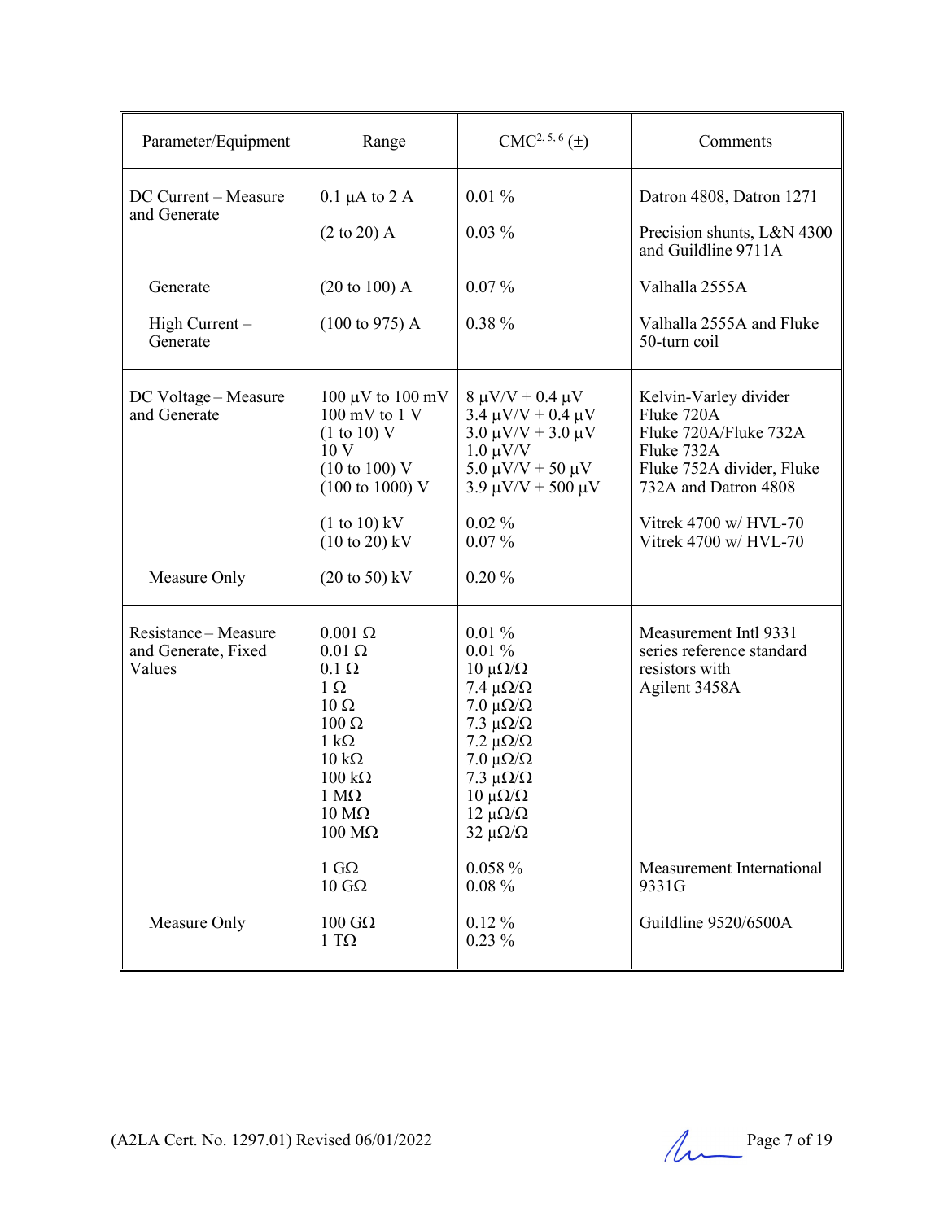| Parameter/Equipment | Range | CMC[2, 5, 6] (±) | Comments |
|---|---|---|---|
| DC Current – Measure and Generate | 0.1 µA to 2 A | 0.01 % | Datron 4808, Datron 1271 |
| | (2 to 20) A | 0.03 % | Precision shunts, L&N 4300 and Guildline 9711A |
| Generate | (20 to 100) A | 0.07 % | Valhalla 2555A |
| High Current – Generate | (100 to 975) A | 0.38 % | Valhalla 2555A and Fluke 50-turn coil |
| DC Voltage – Measure and Generate | 100 µV to 100 mV | 8 µV/V + 0.4 µV | Kelvin-Varley divider |
| | 100 mV to 1 V | 3.4 µV/V + 0.4 µV | Fluke 720A |
| | (1 to 10) V | 3.0 µV/V + 3.0 µV | Fluke 720A/Fluke 732A |
| | 10 V | 1.0 µV/V | Fluke 732A |
| | (10 to 100) V | 5.0 µV/V + 50 µV | Fluke 752A divider, Fluke 732A and Datron 4808 |
| | (100 to 1000) V | 3.9 µV/V + 500 µV | |
| | (1 to 10) kV | 0.02 % | Vitrek 4700 w/ HVL-70 |
| | (10 to 20) kV | 0.07 % | Vitrek 4700 w/ HVL-70 |
| Measure Only | (20 to 50) kV | 0.20 % | |
| Resistance – Measure and Generate, Fixed Values | 0.001 Ω | 0.01 % | Measurement Intl 9331 series reference standard resistors with Agilent 3458A |
| | 0.01 Ω | 0.01 % | |
| | 0.1 Ω | 10 µΩ/Ω | |
| | 1 Ω | 7.4 µΩ/Ω | |
| | 10 Ω | 7.0 µΩ/Ω | |
| | 100 Ω | 7.3 µΩ/Ω | |
| | 1 kΩ | 7.2 µΩ/Ω | |
| | 10 kΩ | 7.0 µΩ/Ω | |
| | 100 kΩ | 7.3 µΩ/Ω | |
| | 1 MΩ | 10 µΩ/Ω | |
| | 10 MΩ | 12 µΩ/Ω | |
| | 100 MΩ | 32 µΩ/Ω | |
| | 1 GΩ | 0.058 % | Measurement International 9331G |
| | 10 GΩ | 0.08 % | |
| Measure Only | 100 GΩ | 0.12 % | Guildline 9520/6500A |
| | 1 TΩ | 0.23 % | |

(A2LA Cert. No. 1297.01) Revised 06/01/2022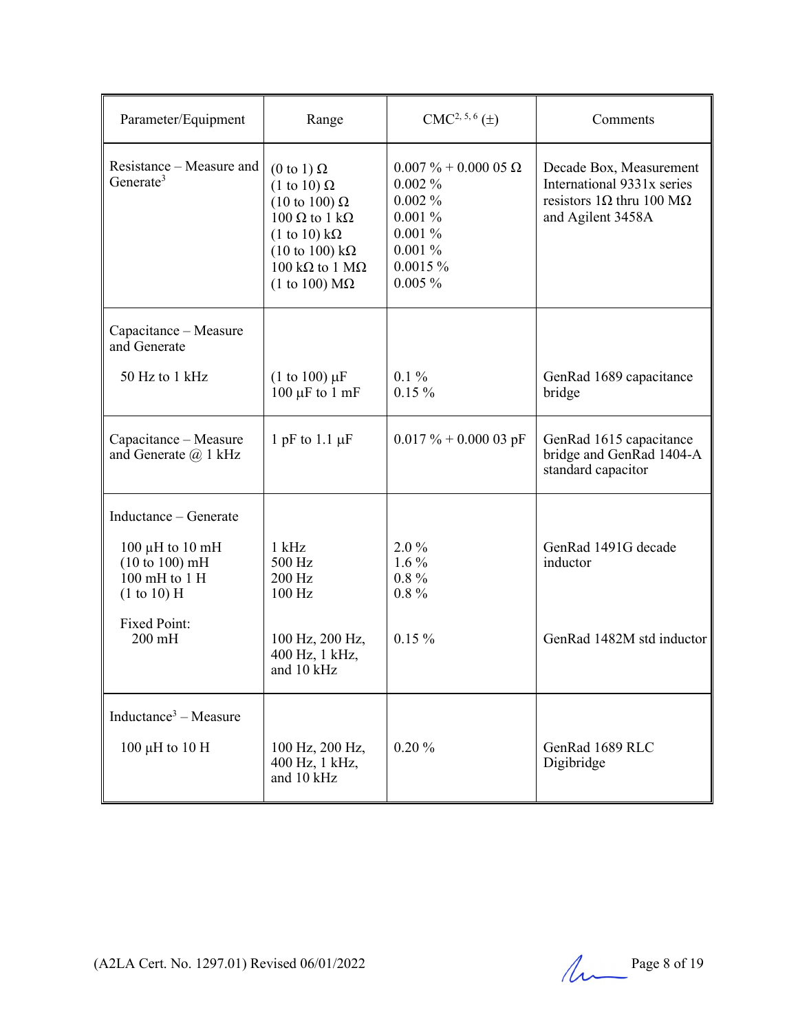| Parameter/Equipment | Range | CMC[2, 5, 6] (±) | Comments |
|---|---|---|---|
| Resistance – Measure and Generate[3] | (0 to 1) Ω<br>(1 to 10) Ω<br>(10 to 100) Ω<br>100 Ω to 1 kΩ<br>(1 to 10) kΩ<br>(10 to 100) kΩ<br>100 kΩ to 1 MΩ<br>(1 to 100) MΩ | 0.007 % + 0.000 05 Ω<br>0.002 %<br>0.002 %<br>0.001 %<br>0.001 %<br>0.001 %<br>0.0015 %<br>0.005 % | Decade Box, Measurement International 9331x series resistors 1Ω thru 100 MΩ and Agilent 3458A |
| Capacitance – Measure and Generate | | | |
| 50 Hz to 1 kHz | (1 to 100) μF<br>100 μF to 1 mF | 0.1 %<br>0.15 % | GenRad 1689 capacitance bridge |
| Capacitance – Measure and Generate @ 1 kHz | 1 pF to 1.1 μF | 0.017 % + 0.000 03 pF | GenRad 1615 capacitance bridge and GenRad 1404-A standard capacitor |
| Inductance – Generate | | | |
| 100 μH to 10 mH<br>(10 to 100) mH<br>100 mH to 1 H<br>(1 to 10) H | 1 kHz<br>500 Hz<br>200 Hz<br>100 Hz | 2.0 %<br>1.6 %<br>0.8 %<br>0.8 % | GenRad 1491G decade inductor |
| Fixed Point:<br>200 mH | 100 Hz, 200 Hz, 400 Hz, 1 kHz, and 10 kHz | 0.15 % | GenRad 1482M std inductor |
| Inductance[3] – Measure | | | |
| 100 μH to 10 H | 100 Hz, 200 Hz, 400 Hz, 1 kHz, and 10 kHz | 0.20 % | GenRad 1689 RLC Digibridge |

(A2LA Cert. No. 1297.01) Revised 06/01/2022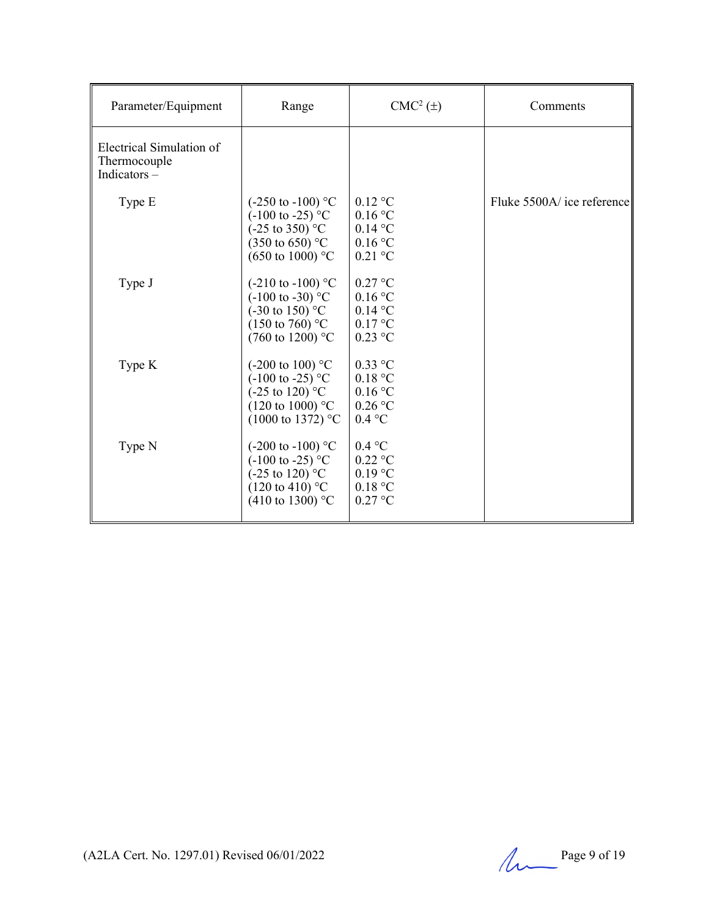| Parameter/Equipment | Range | CMC[2] (±) | Comments |
|---|---|---|---|
| Electrical Simulation of Thermocouple Indicators – | | | |
| Type E | (-250 to -100) °C<br>(-100 to -25) °C<br>(-25 to 350) °C<br>(350 to 650) °C<br>(650 to 1000) °C | 0.12 °C<br>0.16 °C<br>0.14 °C<br>0.16 °C<br>0.21 °C | Fluke 5500A/ ice reference |
| Type J | (-210 to -100) °C<br>(-100 to -30) °C<br>(-30 to 150) °C<br>(150 to 760) °C<br>(760 to 1200) °C | 0.27 °C<br>0.16 °C<br>0.14 °C<br>0.17 °C<br>0.23 °C | |
| Type K | (-200 to 100) °C<br>(-100 to -25) °C<br>(-25 to 120) °C<br>(120 to 1000) °C<br>(1000 to 1372) °C | 0.33 °C<br>0.18 °C<br>0.16 °C<br>0.26 °C<br>0.4 °C | |
| Type N | (-200 to -100) °C<br>(-100 to -25) °C<br>(-25 to 120) °C<br>(120 to 410) °C<br>(410 to 1300) °C | 0.4 °C<br>0.22 °C<br>0.19 °C<br>0.18 °C<br>0.27 °C | |

(A2LA Cert. No. 1297.01) Revised 06/01/2022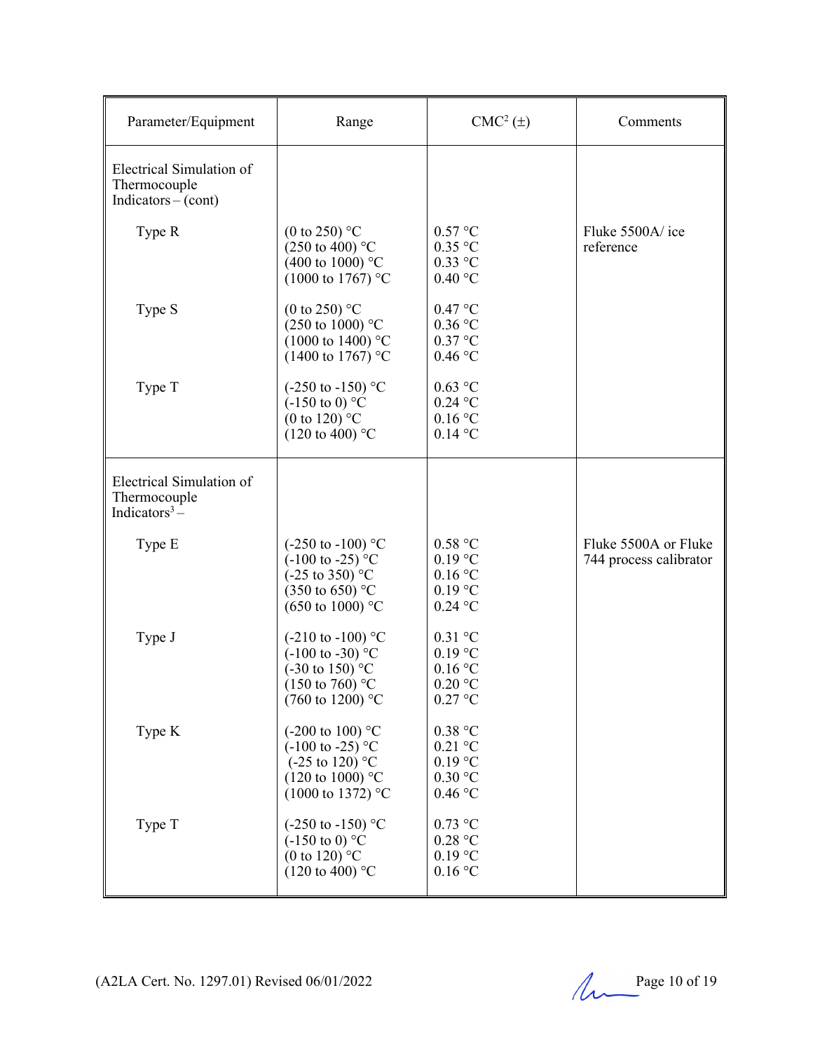| Parameter/Equipment | Range | CMC[2] (±) | Comments |
|---|---|---|---|
| Electrical Simulation of Thermocouple Indicators – (cont) | | | |
| Type R | (0 to 250) °C<br>(250 to 400) °C<br>(400 to 1000) °C<br>(1000 to 1767) °C | 0.57 °C<br>0.35 °C<br>0.33 °C<br>0.40 °C | Fluke 5500A/ ice reference |
| Type S | (0 to 250) °C<br>(250 to 1000) °C<br>(1000 to 1400) °C<br>(1400 to 1767) °C | 0.47 °C<br>0.36 °C<br>0.37 °C<br>0.46 °C | |
| Type T | (-250 to -150) °C<br>(-150 to 0) °C<br>(0 to 120) °C<br>(120 to 400) °C | 0.63 °C<br>0.24 °C<br>0.16 °C<br>0.14 °C | |
| Electrical Simulation of Thermocouple Indicators[3] – | | | |
| Type E | (-250 to -100) °C<br>(-100 to -25) °C<br>(-25 to 350) °C<br>(350 to 650) °C<br>(650 to 1000) °C | 0.58 °C<br>0.19 °C<br>0.16 °C<br>0.19 °C<br>0.24 °C | Fluke 5500A or Fluke 744 process calibrator |
| Type J | (-210 to -100) °C<br>(-100 to -30) °C<br>(-30 to 150) °C<br>(150 to 760) °C<br>(760 to 1200) °C | 0.31 °C<br>0.19 °C<br>0.16 °C<br>0.20 °C<br>0.27 °C | |
| Type K | (-200 to 100) °C<br>(-100 to -25) °C<br>(-25 to 120) °C<br>(120 to 1000) °C<br>(1000 to 1372) °C | 0.38 °C<br>0.21 °C<br>0.19 °C<br>0.30 °C<br>0.46 °C | |
| Type T | (-250 to -150) °C<br>(-150 to 0) °C<br>(0 to 120) °C<br>(120 to 400) °C | 0.73 °C<br>0.28 °C<br>0.19 °C<br>0.16 °C | |

(A2LA Cert. No. 1297.01) Revised 06/01/2022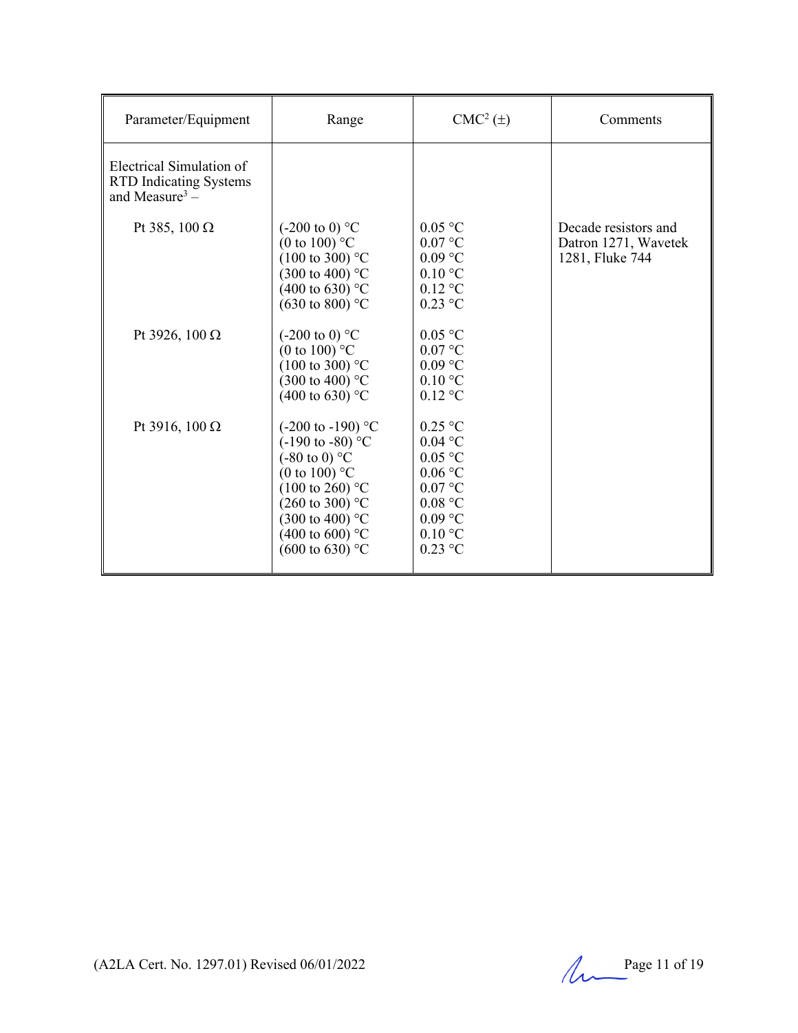| Parameter/Equipment | Range | CMC[2] (±) | Comments |
|---|---|---|---|
| Electrical Simulation of RTD Indicating Systems and Measure[3] – | | | |
| Pt 385, 100 Ω | (-200 to 0) °C<br>(0 to 100) °C<br>(100 to 300) °C<br>(300 to 400) °C<br>(400 to 630) °C<br>(630 to 800) °C | 0.05 °C<br>0.07 °C<br>0.09 °C<br>0.10 °C<br>0.12 °C<br>0.23 °C | Decade resistors and Datron 1271, Wavetek 1281, Fluke 744 |
| Pt 3926, 100 Ω | (-200 to 0) °C<br>(0 to 100) °C<br>(100 to 300) °C<br>(300 to 400) °C<br>(400 to 630) °C | 0.05 °C<br>0.07 °C<br>0.09 °C<br>0.10 °C<br>0.12 °C | |
| Pt 3916, 100 Ω | (-200 to -190) °C<br>(-190 to -80) °C<br>(-80 to 0) °C<br>(0 to 100) °C<br>(100 to 260) °C<br>(260 to 300) °C<br>(300 to 400) °C<br>(400 to 600) °C<br>(600 to 630) °C | 0.25 °C<br>0.04 °C<br>0.05 °C<br>0.06 °C<br>0.07 °C<br>0.08 °C<br>0.09 °C<br>0.10 °C<br>0.23 °C | |

(A2LA Cert. No. 1297.01) Revised 06/01/2022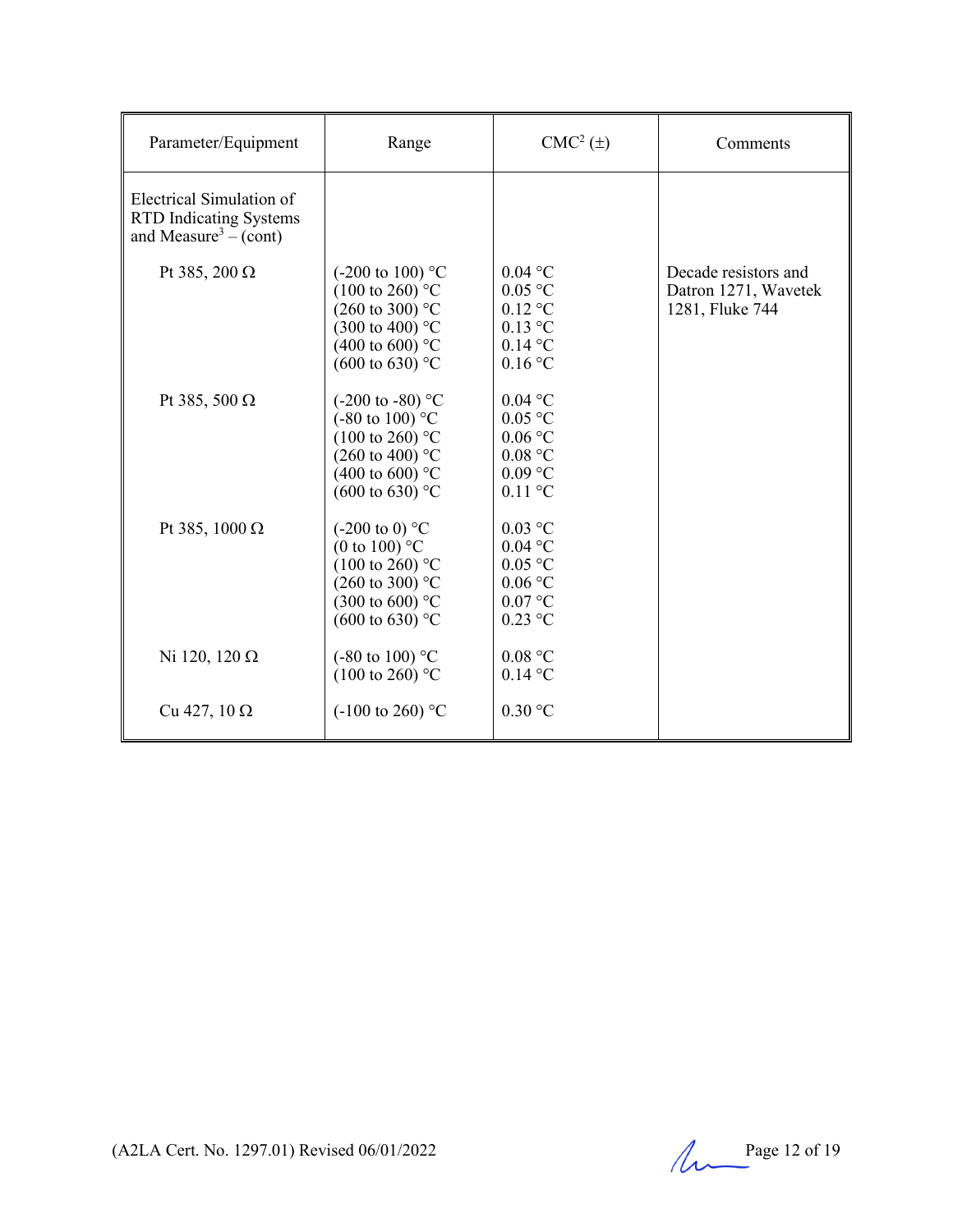| Parameter/Equipment | Range | CMC[2] (±) | Comments |
|---|---|---|---|
| Electrical Simulation of RTD Indicating Systems and Measure[3] – (cont) | | | |
| Pt 385, 200 Ω | (-200 to 100) °C<br>(100 to 260) °C<br>(260 to 300) °C<br>(300 to 400) °C<br>(400 to 600) °C<br>(600 to 630) °C | 0.04 °C<br>0.05 °C<br>0.12 °C<br>0.13 °C<br>0.14 °C<br>0.16 °C | Decade resistors and Datron 1271, Wavetek 1281, Fluke 744 |
| Pt 385, 500 Ω | (-200 to -80) °C<br>(-80 to 100) °C<br>(100 to 260) °C<br>(260 to 400) °C<br>(400 to 600) °C<br>(600 to 630) °C | 0.04 °C<br>0.05 °C<br>0.06 °C<br>0.08 °C<br>0.09 °C<br>0.11 °C | |
| Pt 385, 1000 Ω | (-200 to 0) °C<br>(0 to 100) °C<br>(100 to 260) °C<br>(260 to 300) °C<br>(300 to 600) °C<br>(600 to 630) °C | 0.03 °C<br>0.04 °C<br>0.05 °C<br>0.06 °C<br>0.07 °C<br>0.23 °C | |
| Ni 120, 120 Ω | (-80 to 100) °C<br>(100 to 260) °C | 0.08 °C<br>0.14 °C | |
| Cu 427, 10 Ω | (-100 to 260) °C | 0.30 °C | |

(A2LA Cert. No. 1297.01) Revised 06/01/2022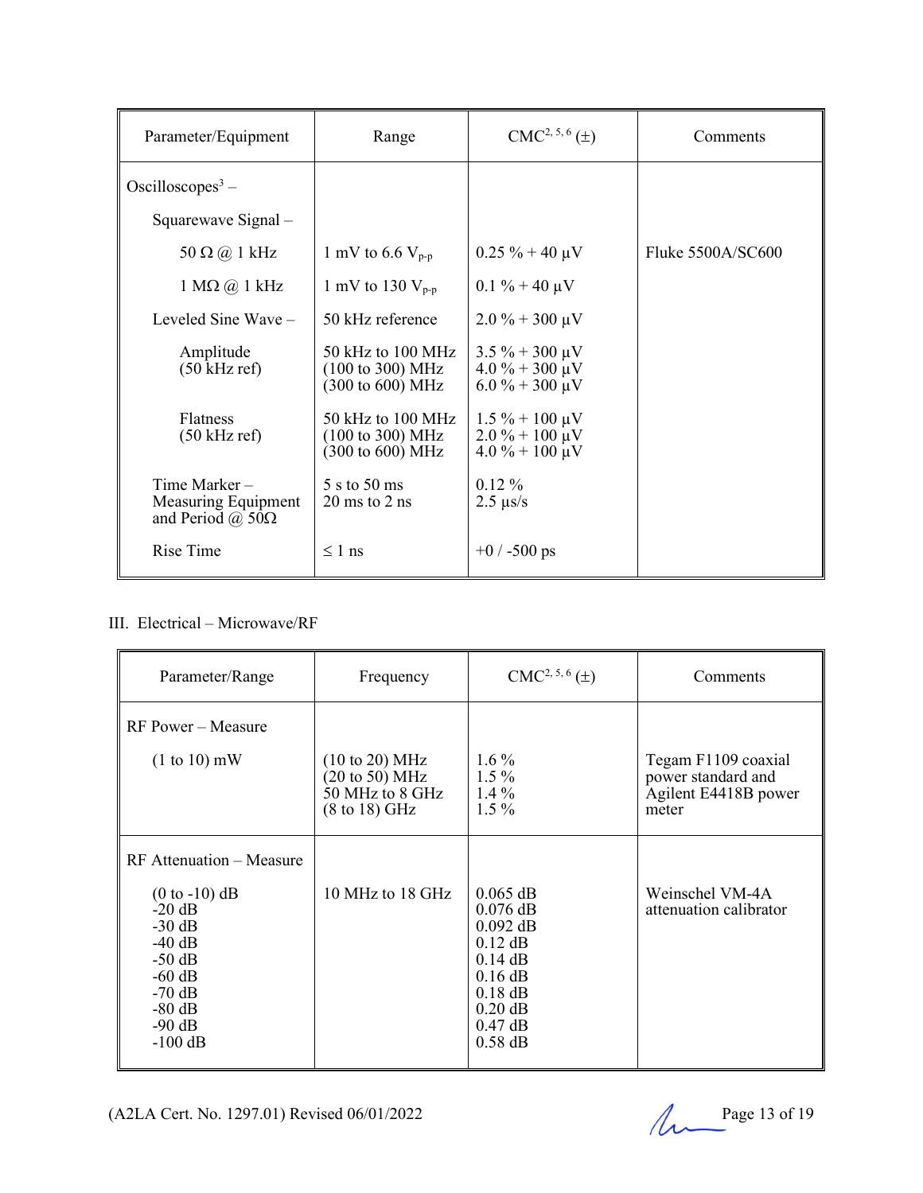| Parameter/Equipment | Range | CMC[2, 5, 6] (±) | Comments |
|---|---|---|---|
| Oscilloscopes[3] – | | | |
| Squarewave Signal – | | | |
| 50 Ω @ 1 kHz | 1 mV to 6.6 $V_{p-p}$ | 0.25 % + 40 µV | Fluke 5500A/SC600 |
| 1 MΩ @ 1 kHz | 1 mV to 130 $V_{p-p}$ | 0.1 % + 40 µV | |
| Leveled Sine Wave – | 50 kHz reference | 2.0 % + 300 µV | |
| Amplitude (50 kHz ref) | 50 kHz to 100 MHz<br>(100 to 300) MHz<br>(300 to 600) MHz | 3.5 % + 300 µV<br>4.0 % + 300 µV<br>6.0 % + 300 µV | |
| Flatness (50 kHz ref) | 50 kHz to 100 MHz<br>(100 to 300) MHz<br>(300 to 600) MHz | 1.5 % + 100 µV<br>2.0 % + 100 µV<br>4.0 % + 100 µV | |
| Time Marker – Measuring Equipment and Period @ 50Ω | 5 s to 50 ms<br>20 ms to 2 ns | 0.12 %<br>2.5 µs/s | |
| Rise Time | ≤ 1 ns | +0 / -500 ps | |

III. Electrical – Microwave/RF

| Parameter/Range | Frequency | CMC[2, 5, 6] (±) | Comments |
|---|---|---|---|
| RF Power – Measure | | | |
| (1 to 10) mW | (10 to 20) MHz<br>(20 to 50) MHz<br>50 MHz to 8 GHz<br>(8 to 18) GHz | 1.6 %<br>1.5 %<br>1.4 %<br>1.5 % | Tegam F1109 coaxial power standard and Agilent E4418B power meter |
| RF Attenuation – Measure | | | |
| (0 to -10) dB<br>-20 dB<br>-30 dB<br>-40 dB<br>-50 dB<br>-60 dB<br>-70 dB<br>-80 dB<br>-90 dB<br>-100 dB | 10 MHz to 18 GHz | 0.065 dB<br>0.076 dB<br>0.092 dB<br>0.12 dB<br>0.14 dB<br>0.16 dB<br>0.18 dB<br>0.20 dB<br>0.47 dB<br>0.58 dB | Weinschel VM-4A attenuation calibrator |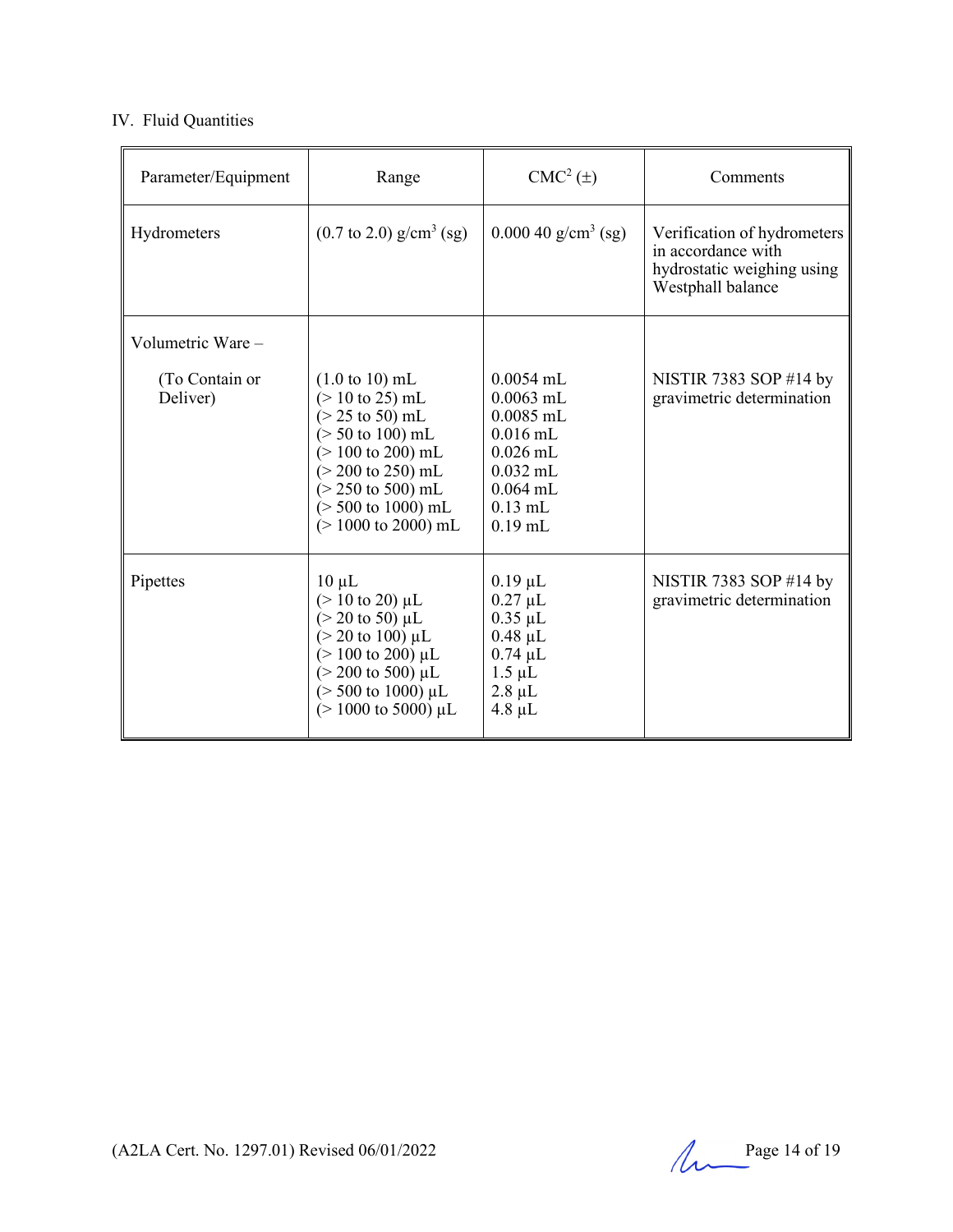IV. Fluid Quantities

| Parameter/Equipment | Range | CMC[2] (±) | Comments |
|---|---|---|---|
| Hydrometers | (0.7 to 2.0) g/cm³ (sg) | 0.000 40 g/cm³ (sg) | Verification of hydrometers in accordance with hydrostatic weighing using Westphall balance |
| Volumetric Ware – (To Contain or Deliver) | (1.0 to 10) mL<br>(> 10 to 25) mL<br>(> 25 to 50) mL<br>(> 50 to 100) mL<br>(> 100 to 200) mL<br>(> 200 to 250) mL<br>(> 250 to 500) mL<br>(> 500 to 1000) mL<br>(> 1000 to 2000) mL | 0.0054 mL<br>0.0063 mL<br>0.0085 mL<br>0.016 mL<br>0.026 mL<br>0.032 mL<br>0.064 mL<br>0.13 mL<br>0.19 mL | NISTIR 7383 SOP #14 by gravimetric determination |
| Pipettes | 10 µL<br>(> 10 to 20) µL<br>(> 20 to 50) µL<br>(> 20 to 100) µL<br>(> 100 to 200) µL<br>(> 200 to 500) µL<br>(> 500 to 1000) µL<br>(> 1000 to 5000) µL | 0.19 µL<br>0.27 µL<br>0.35 µL<br>0.48 µL<br>0.74 µL<br>1.5 µL<br>2.8 µL<br>4.8 µL | NISTIR 7383 SOP #14 by gravimetric determination |

(A2LA Cert. No. 1297.01) Revised 06/01/2022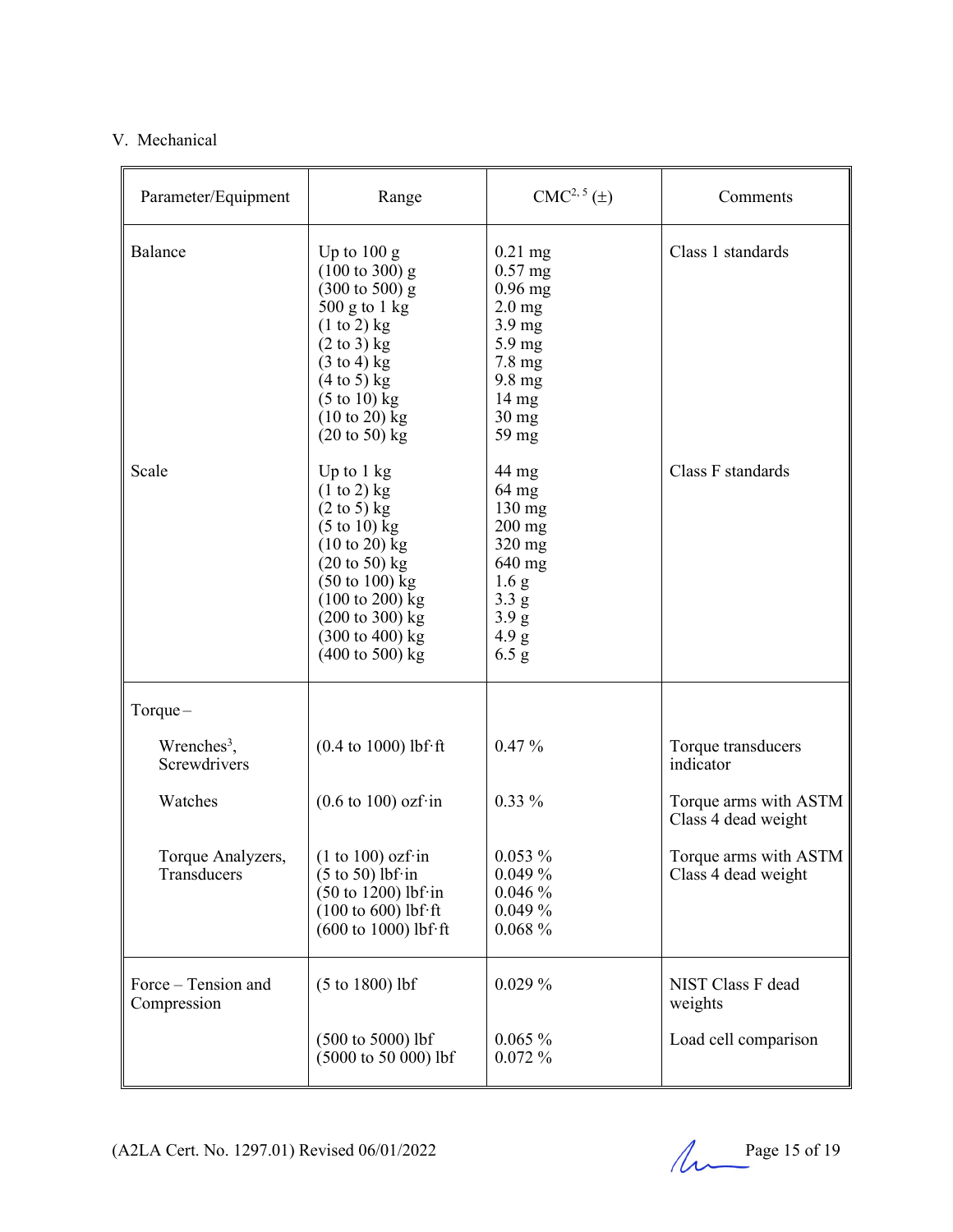V. Mechanical

| Parameter/Equipment | Range | CMC[2, 5] (±) | Comments |
|---|---|---|---|
| Balance | Up to 100 g<br>(100 to 300) g<br>(300 to 500) g<br>500 g to 1 kg<br>(1 to 2) kg<br>(2 to 3) kg<br>(3 to 4) kg<br>(4 to 5) kg<br>(5 to 10) kg<br>(10 to 20) kg<br>(20 to 50) kg | 0.21 mg<br>0.57 mg<br>0.96 mg<br>2.0 mg<br>3.9 mg<br>5.9 mg<br>7.8 mg<br>9.8 mg<br>14 mg<br>30 mg<br>59 mg | Class 1 standards |
| Scale | Up to 1 kg<br>(1 to 2) kg<br>(2 to 5) kg<br>(5 to 10) kg<br>(10 to 20) kg<br>(20 to 50) kg<br>(50 to 100) kg<br>(100 to 200) kg<br>(200 to 300) kg<br>(300 to 400) kg<br>(400 to 500) kg | 44 mg<br>64 mg<br>130 mg<br>200 mg<br>320 mg<br>640 mg<br>1.6 g<br>3.3 g<br>3.9 g<br>4.9 g<br>6.5 g | Class F standards |
| Torque – | | | |
| Wrenches[3], Screwdrivers | (0.4 to 1000) lbf·ft | 0.47 % | Torque transducers indicator |
| Watches | (0.6 to 100) ozf·in | 0.33 % | Torque arms with ASTM Class 4 dead weight |
| Torque Analyzers, Transducers | (1 to 100) ozf·in<br>(5 to 50) lbf·in<br>(50 to 1200) lbf·in<br>(100 to 600) lbf·ft<br>(600 to 1000) lbf·ft | 0.053 %<br>0.049 %<br>0.046 %<br>0.049 %<br>0.068 % | Torque arms with ASTM Class 4 dead weight |
| Force – Tension and Compression | (5 to 1800) lbf | 0.029 % | NIST Class F dead weights |
| | (500 to 5000) lbf<br>(5000 to 50 000) lbf | 0.065 %<br>0.072 % | Load cell comparison |

(A2LA Cert. No. 1297.01) Revised 06/01/2022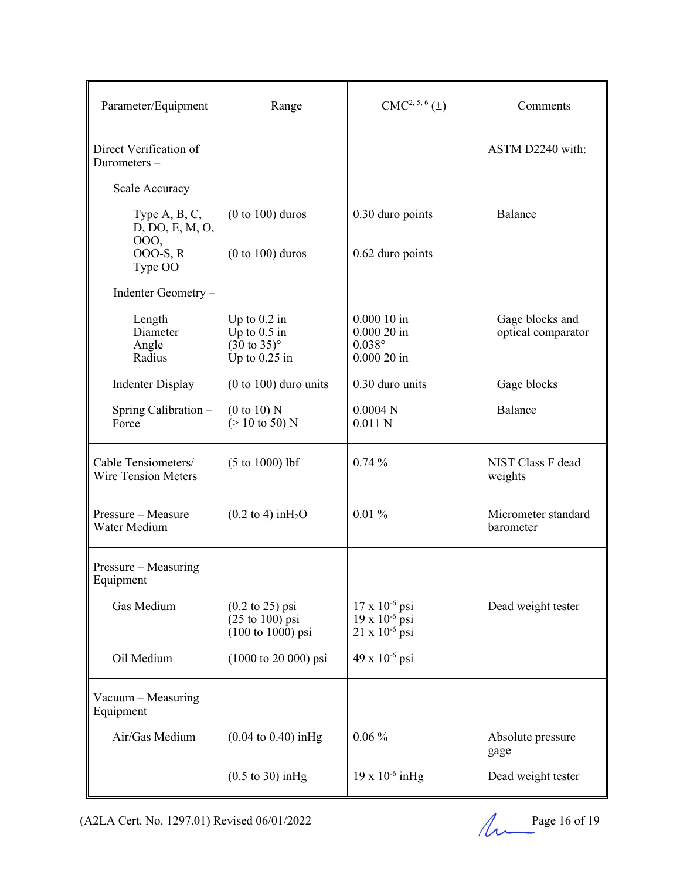| Parameter/Equipment | Range | CMC[2, 5, 6] (±) | Comments |
|---|---|---|---|
| Direct Verification of Durometers – | | | ASTM D2240 with: |
| Scale Accuracy | | | |
| Type A, B, C, D, DO, E, M, O, OOO, OOO-S, R | (0 to 100) duros | 0.30 duro points | Balance |
| Type OO | (0 to 100) duros | 0.62 duro points | |
| Indenter Geometry – | | | |
| Length | Up to 0.2 in | 0.000 10 in | Gage blocks and optical comparator |
| Diameter | Up to 0.5 in | 0.000 20 in | |
| Angle | (30 to 35)° | 0.038° | |
| Radius | Up to 0.25 in | 0.000 20 in | |
| Indenter Display | (0 to 100) duro units | 0.30 duro units | Gage blocks |
| Spring Calibration – Force | (0 to 10) N<br>(> 10 to 50) N | 0.0004 N<br>0.011 N | Balance |
| Cable Tensiometers/ Wire Tension Meters | (5 to 1000) lbf | 0.74 % | NIST Class F dead weights |
| Pressure – Measure Water Medium | (0.2 to 4) inH$_2$O | 0.01 % | Micrometer standard barometer |
| Pressure – Measuring Equipment | | | |
| Gas Medium | (0.2 to 25) psi<br>(25 to 100) psi<br>(100 to 1000) psi | 17 x $10^{-6}$ psi<br>19 x $10^{-6}$ psi<br>21 x $10^{-6}$ psi | Dead weight tester |
| Oil Medium | (1000 to 20 000) psi | 49 x $10^{-6}$ psi | |
| Vacuum – Measuring Equipment | | | |
| Air/Gas Medium | (0.04 to 0.40) inHg | 0.06 % | Absolute pressure gage |
| | (0.5 to 30) inHg | 19 x $10^{-6}$ inHg | Dead weight tester |

(A2LA Cert. No. 1297.01) Revised 06/01/2022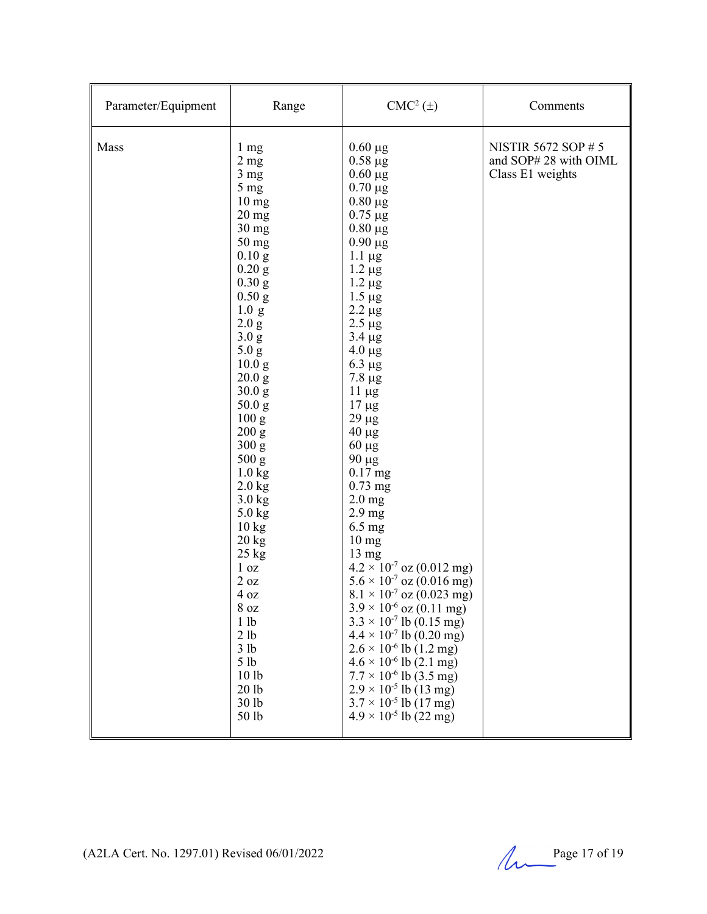| Parameter/Equipment | Range | CMC[2] (±) | Comments |
|---|---|---|---|
| Mass | 1 mg<br>2 mg<br>3 mg<br>5 mg<br>10 mg<br>20 mg<br>30 mg<br>50 mg<br>0.10 g<br>0.20 g<br>0.30 g<br>0.50 g<br>1.0 g<br>2.0 g<br>3.0 g<br>5.0 g<br>10.0 g<br>20.0 g<br>30.0 g<br>50.0 g<br>100 g<br>200 g<br>300 g<br>500 g<br>1.0 kg<br>2.0 kg<br>3.0 kg<br>5.0 kg<br>10 kg<br>20 kg<br>25 kg<br>1 oz<br>2 oz<br>4 oz<br>8 oz<br>1 lb<br>2 lb<br>3 lb<br>5 lb<br>10 lb<br>20 lb<br>30 lb<br>50 lb | 0.60 µg<br>0.58 µg<br>0.60 µg<br>0.70 µg<br>0.80 µg<br>0.75 µg<br>0.80 µg<br>0.90 µg<br>1.1 µg<br>1.2 µg<br>1.2 µg<br>1.5 µg<br>2.2 µg<br>2.5 µg<br>3.4 µg<br>4.0 µg<br>6.3 µg<br>7.8 µg<br>11 µg<br>17 µg<br>29 µg<br>40 µg<br>60 µg<br>90 µg<br>0.17 mg<br>0.73 mg<br>2.0 mg<br>2.9 mg<br>6.5 mg<br>10 mg<br>13 mg<br>$4.2 \times 10^{-7}$ oz (0.012 mg)<br>$5.6 \times 10^{-7}$ oz (0.016 mg)<br>$8.1 \times 10^{-7}$ oz (0.023 mg)<br>$3.9 \times 10^{-6}$ oz (0.11 mg)<br>$3.3 \times 10^{-7}$ lb (0.15 mg)<br>$4.4 \times 10^{-7}$ lb (0.20 mg)<br>$2.6 \times 10^{-6}$ lb (1.2 mg)<br>$4.6 \times 10^{-6}$ lb (2.1 mg)<br>$7.7 \times 10^{-6}$ lb (3.5 mg)<br>$2.9 \times 10^{-5}$ lb (13 mg)<br>$3.7 \times 10^{-5}$ lb (17 mg)<br>$4.9 \times 10^{-5}$ lb (22 mg) | NISTIR 5672 SOP # 5 and SOP# 28 with OIML Class E1 weights |

(A2LA Cert. No. 1297.01) Revised 06/01/2022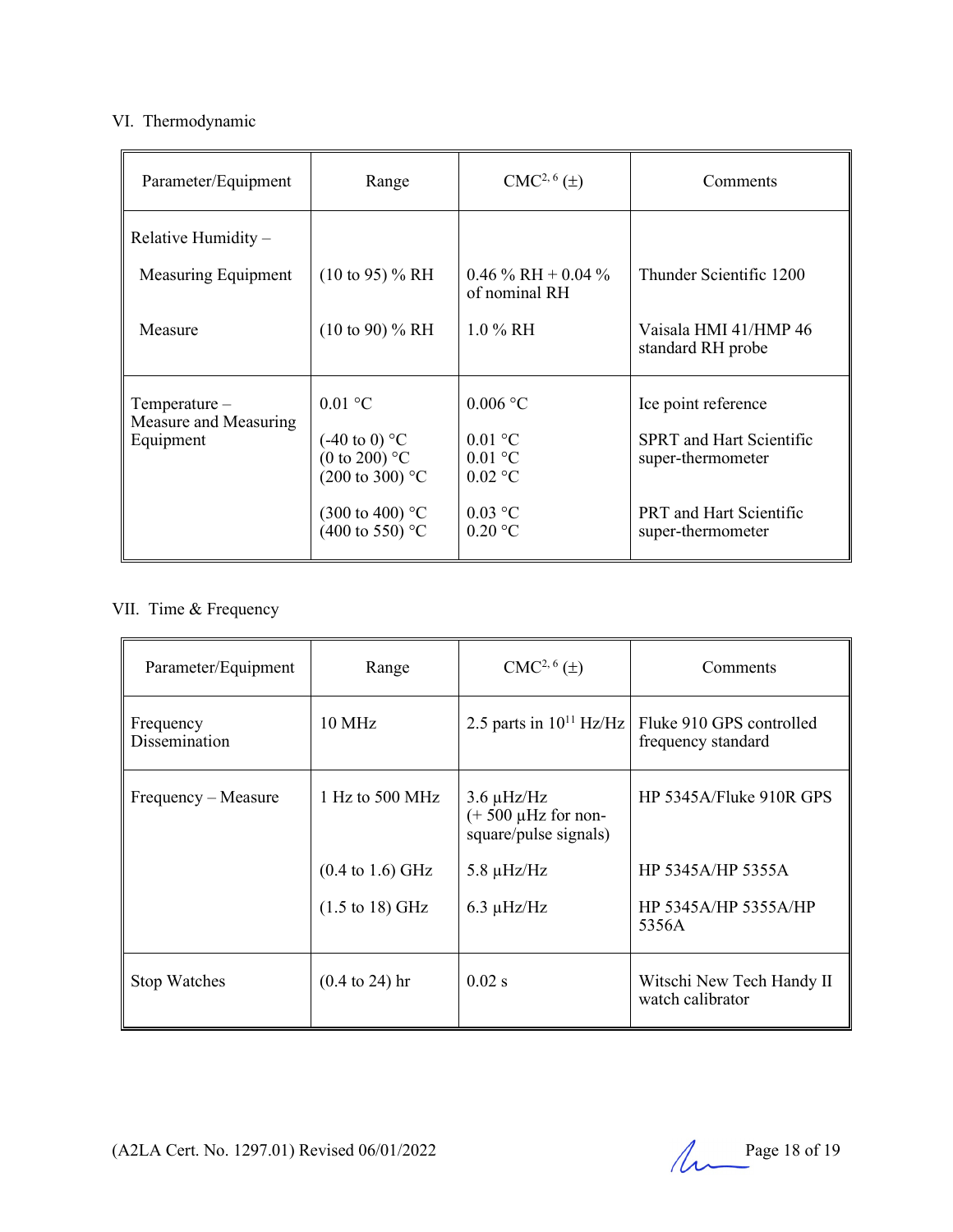VI. Thermodynamic

| Parameter/Equipment | Range | CMC[2, 6] (±) | Comments |
|---|---|---|---|
| Relative Humidity – | | | |
| Measuring Equipment | (10 to 95) % RH | 0.46 % RH + 0.04 % of nominal RH | Thunder Scientific 1200 |
| Measure | (10 to 90) % RH | 1.0 % RH | Vaisala HMI 41/HMP 46 standard RH probe |
| Temperature – Measure and Measuring Equipment | 0.01 °C | 0.006 °C | Ice point reference |
| | (-40 to 0) °C<br>(0 to 200) °C<br>(200 to 300) °C | 0.01 °C<br>0.01 °C<br>0.02 °C | SPRT and Hart Scientific super-thermometer |
| | (300 to 400) °C<br>(400 to 550) °C | 0.03 °C<br>0.20 °C | PRT and Hart Scientific super-thermometer |

VII. Time & Frequency

| Parameter/Equipment | Range | CMC[2, 6] (±) | Comments |
|---|---|---|---|
| Frequency Dissemination | 10 MHz | 2.5 parts in $10^{11}$ Hz/Hz | Fluke 910 GPS controlled frequency standard |
| Frequency – Measure | 1 Hz to 500 MHz | 3.6 μHz/Hz (+ 500 μHz for non-square/pulse signals) | HP 5345A/Fluke 910R GPS |
| | (0.4 to 1.6) GHz | 5.8 μHz/Hz | HP 5345A/HP 5355A |
| | (1.5 to 18) GHz | 6.3 μHz/Hz | HP 5345A/HP 5355A/HP 5356A |
| Stop Watches | (0.4 to 24) hr | 0.02 s | Witschi New Tech Handy II watch calibrator |

(A2LA Cert. No. 1297.01) Revised 06/01/2022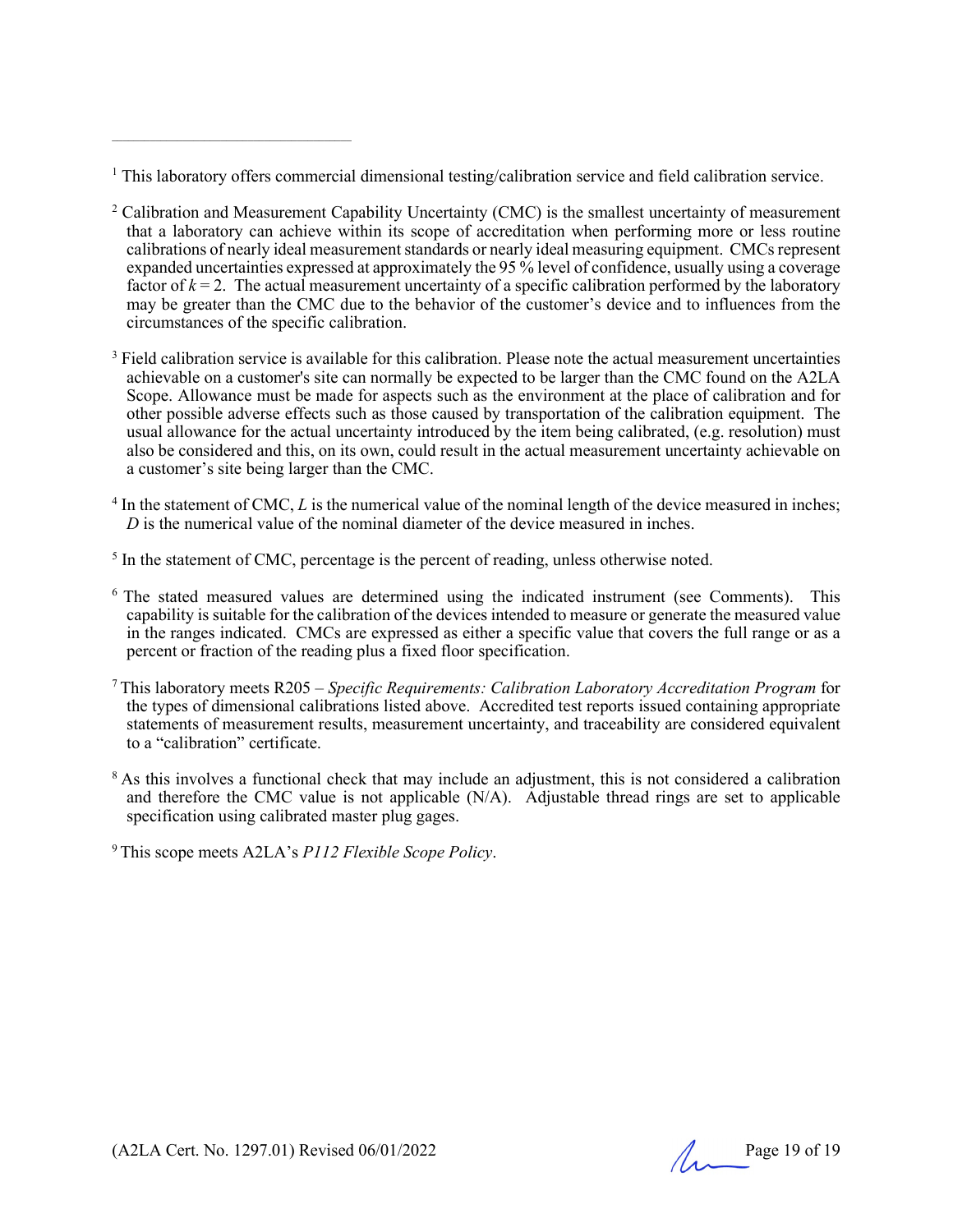[1] This laboratory offers commercial dimensional testing/calibration service and field calibration service.

[2] Calibration and Measurement Capability Uncertainty (CMC) is the smallest uncertainty of measurement that a laboratory can achieve within its scope of accreditation when performing more or less routine calibrations of nearly ideal measurement standards or nearly ideal measuring equipment. CMCs represent expanded uncertainties expressed at approximately the 95 % level of confidence, usually using a coverage factor of $k = 2$. The actual measurement uncertainty of a specific calibration performed by the laboratory may be greater than the CMC due to the behavior of the customer's device and to influences from the circumstances of the specific calibration.

[3] Field calibration service is available for this calibration. Please note the actual measurement uncertainties achievable on a customer's site can normally be expected to be larger than the CMC found on the A2LA Scope. Allowance must be made for aspects such as the environment at the place of calibration and for other possible adverse effects such as those caused by transportation of the calibration equipment. The usual allowance for the actual uncertainty introduced by the item being calibrated, (e.g. resolution) must also be considered and this, on its own, could result in the actual measurement uncertainty achievable on a customer's site being larger than the CMC.

[4] In the statement of CMC, $L$ is the numerical value of the nominal length of the device measured in inches; $D$ is the numerical value of the nominal diameter of the device measured in inches.

[5] In the statement of CMC, percentage is the percent of reading, unless otherwise noted.

[6] The stated measured values are determined using the indicated instrument (see Comments). This capability is suitable for the calibration of the devices intended to measure or generate the measured value in the ranges indicated. CMCs are expressed as either a specific value that covers the full range or as a percent or fraction of the reading plus a fixed floor specification.

[7] This laboratory meets R205 – *Specific Requirements: Calibration Laboratory Accreditation Program* for the types of dimensional calibrations listed above. Accredited test reports issued containing appropriate statements of measurement results, measurement uncertainty, and traceability are considered equivalent to a "calibration" certificate.

[8] As this involves a functional check that may include an adjustment, this is not considered a calibration and therefore the CMC value is not applicable (N/A). Adjustable thread rings are set to applicable specification using calibrated master plug gages.

[9] This scope meets A2LA's *P112 Flexible Scope Policy*.

(A2LA Cert. No. 1297.01) Revised 06/01/2022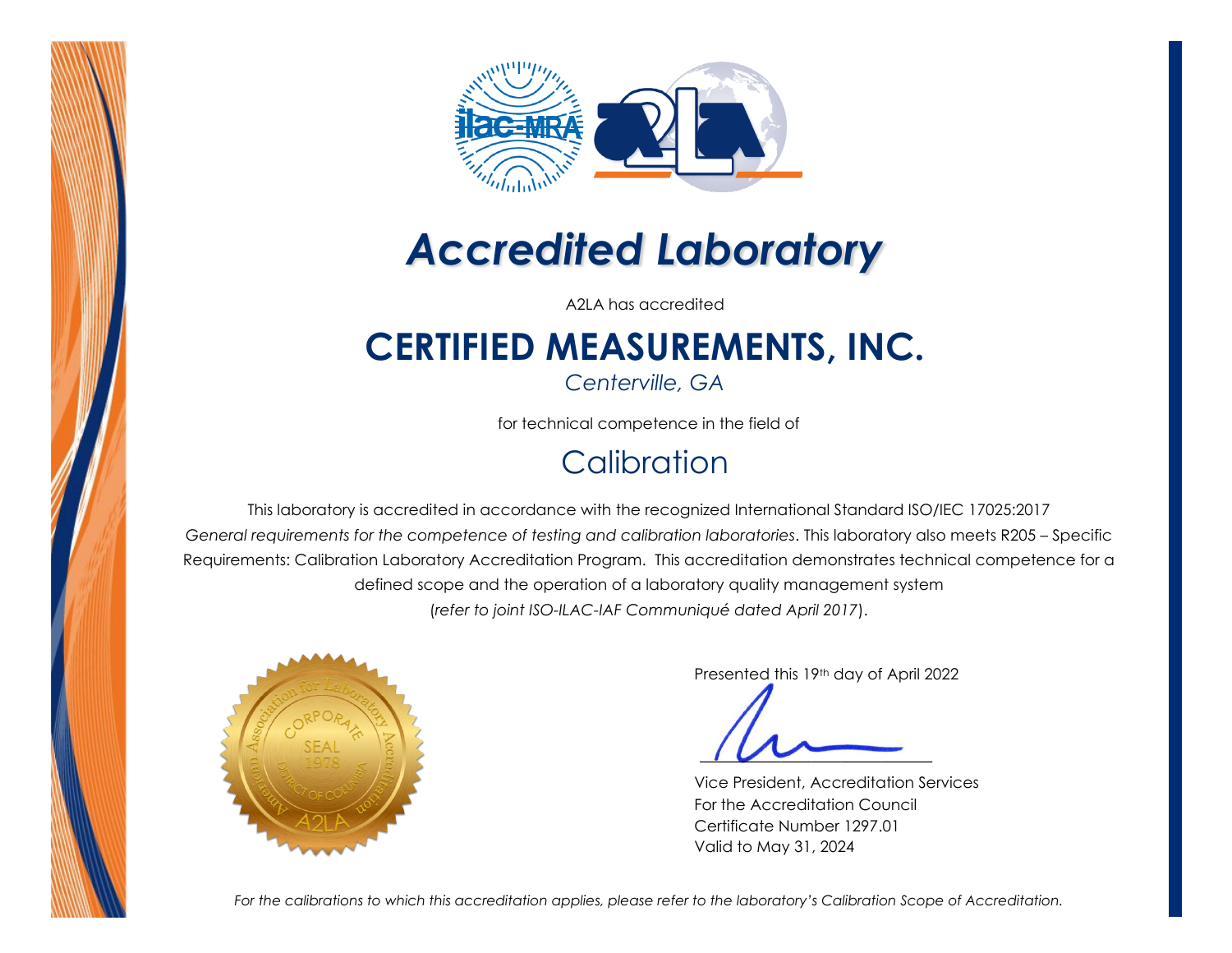# *Accredited Laboratory*

A2LA has accredited

## CERTIFIED MEASUREMENTS, INC.

*Centerville, GA*

for technical competence in the field of

## Calibration

This laboratory is accredited in accordance with the recognized International Standard ISO/IEC 17025:2017 *General requirements for the competence of testing and calibration laboratories*. This laboratory also meets R205 – Specific Requirements: Calibration Laboratory Accreditation Program. This accreditation demonstrates technical competence for a defined scope and the operation of a laboratory quality management system (*refer to joint ISO-ILAC-IAF Communiqué dated April 2017*).

Presented this 19th day of April 2022

Vice President, Accreditation Services
For the Accreditation Council
Certificate Number 1297.01
Valid to May 31, 2024

*For the calibrations to which this accreditation applies, please refer to the laboratory's Calibration Scope of Accreditation.*